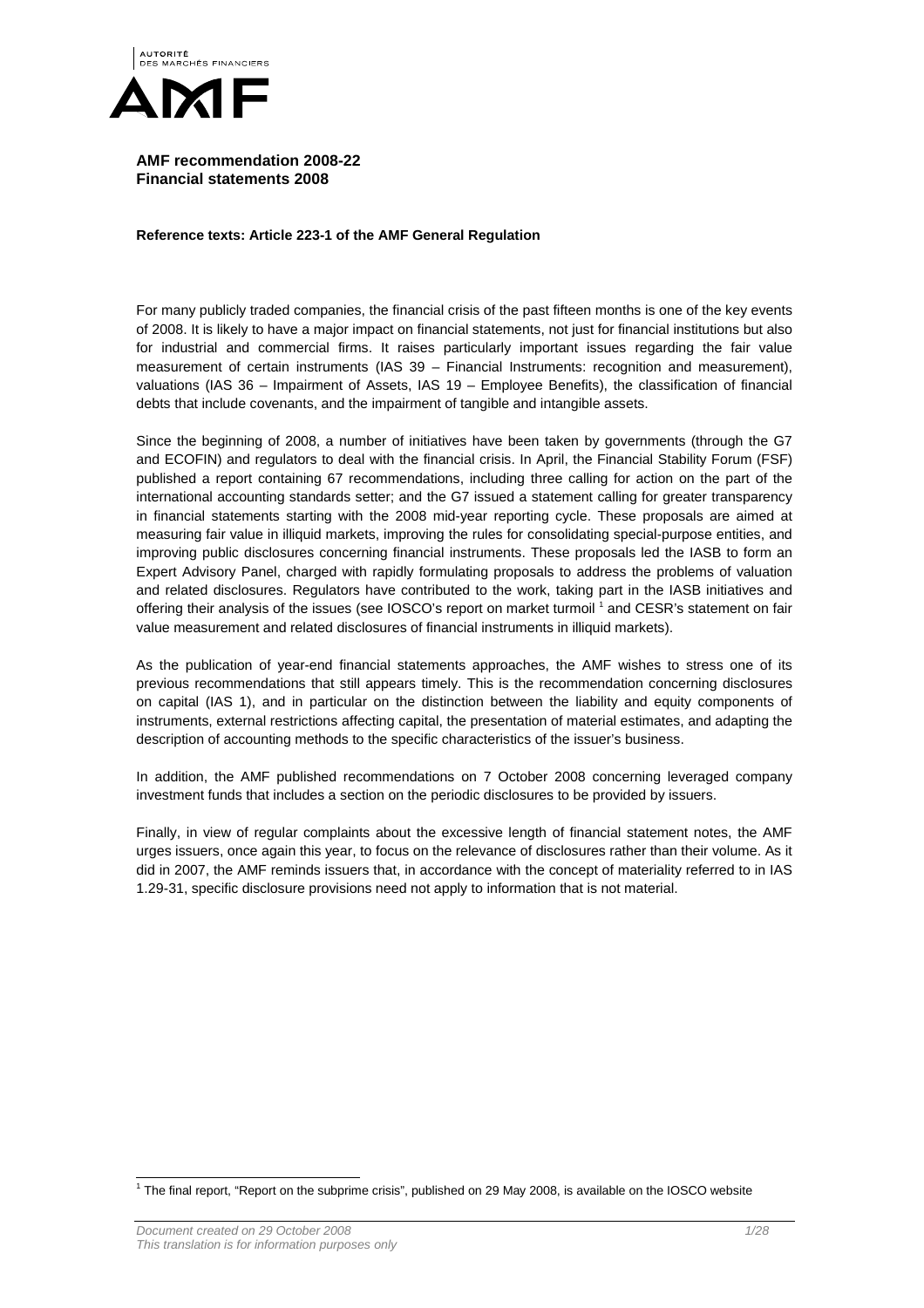**AMF recommendation 2008-22**
**Financial statements 2008**

**Reference texts: Article 223-1 of the AMF General Regulation**

For many publicly traded companies, the financial crisis of the past fifteen months is one of the key events of 2008. It is likely to have a major impact on financial statements, not just for financial institutions but also for industrial and commercial firms. It raises particularly important issues regarding the fair value measurement of certain instruments (IAS 39 – Financial Instruments: recognition and measurement), valuations (IAS 36 – Impairment of Assets, IAS 19 – Employee Benefits), the classification of financial debts that include covenants, and the impairment of tangible and intangible assets.

Since the beginning of 2008, a number of initiatives have been taken by governments (through the G7 and ECOFIN) and regulators to deal with the financial crisis. In April, the Financial Stability Forum (FSF) published a report containing 67 recommendations, including three calling for action on the part of the international accounting standards setter; and the G7 issued a statement calling for greater transparency in financial statements starting with the 2008 mid-year reporting cycle. These proposals are aimed at measuring fair value in illiquid markets, improving the rules for consolidating special-purpose entities, and improving public disclosures concerning financial instruments. These proposals led the IASB to form an Expert Advisory Panel, charged with rapidly formulating proposals to address the problems of valuation and related disclosures. Regulators have contributed to the work, taking part in the IASB initiatives and offering their analysis of the issues (see IOSCO's report on market turmoil [1] and CESR's statement on fair value measurement and related disclosures of financial instruments in illiquid markets).

As the publication of year-end financial statements approaches, the AMF wishes to stress one of its previous recommendations that still appears timely. This is the recommendation concerning disclosures on capital (IAS 1), and in particular on the distinction between the liability and equity components of instruments, external restrictions affecting capital, the presentation of material estimates, and adapting the description of accounting methods to the specific characteristics of the issuer's business.

In addition, the AMF published recommendations on 7 October 2008 concerning leveraged company investment funds that includes a section on the periodic disclosures to be provided by issuers.

Finally, in view of regular complaints about the excessive length of financial statement notes, the AMF urges issuers, once again this year, to focus on the relevance of disclosures rather than their volume. As it did in 2007, the AMF reminds issuers that, in accordance with the concept of materiality referred to in IAS 1.29-31, specific disclosure provisions need not apply to information that is not material.

[1] The final report, "Report on the subprime crisis", published on 29 May 2008, is available on the IOSCO website

*Document created on 29 October 2008*
*This translation is for information purposes only*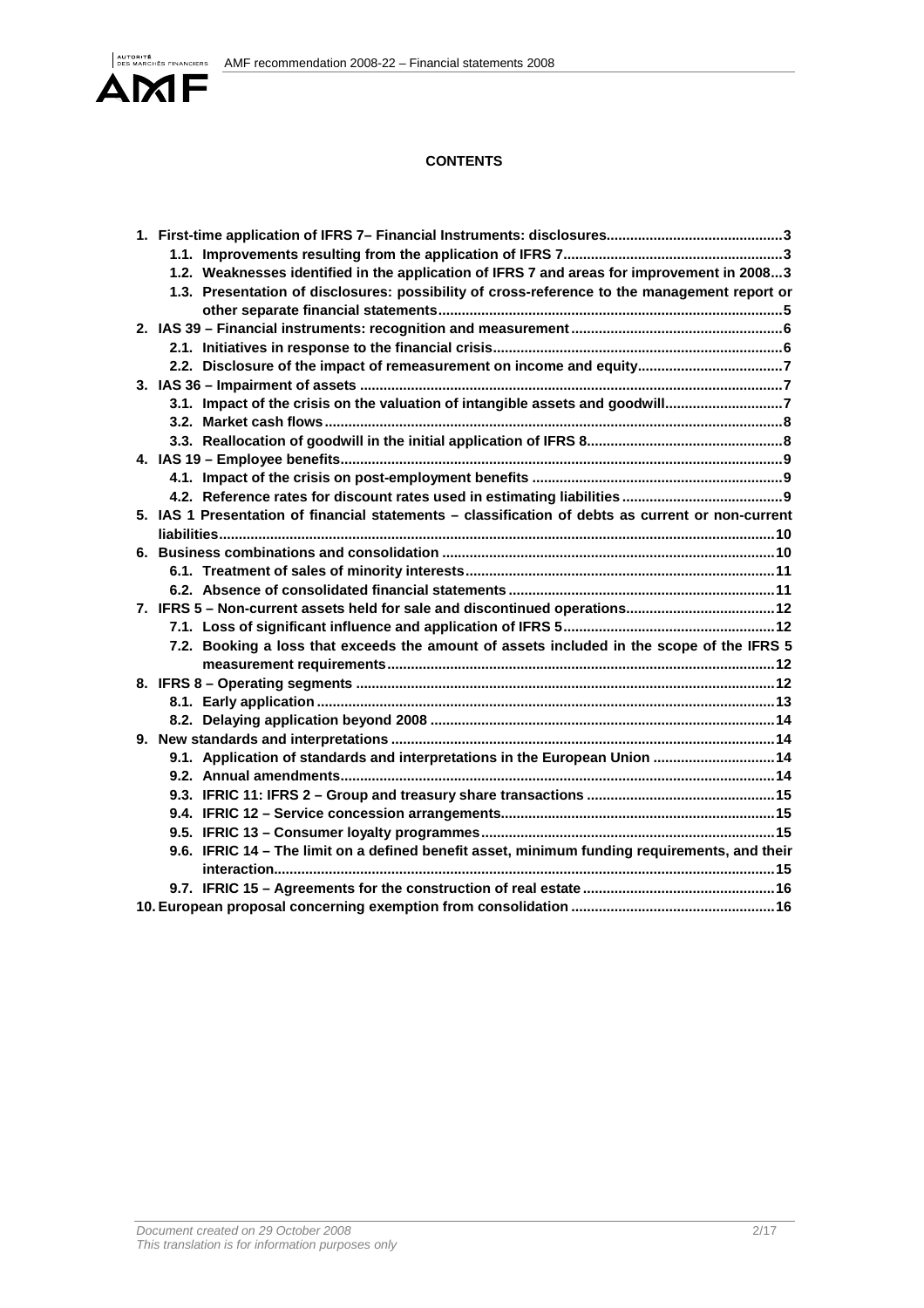**CONTENTS**

1. First-time application of IFRS 7– Financial Instruments: disclosures............................................3
    - 1.1. Improvements resulting from the application of IFRS 7.......................................................3
    - 1.2. Weaknesses identified in the application of IFRS 7 and areas for improvement in 2008...3
    - 1.3. Presentation of disclosures: possibility of cross-reference to the management report or other separate financial statements......................................................................................5
2. IAS 39 – Financial instruments: recognition and measurement.....................................................6
    - 2.1. Initiatives in response to the financial crisis.........................................................................6
    - 2.2. Disclosure of the impact of remeasurement on income and equity....................................7
3. IAS 36 – Impairment of assets ..........................................................................................................7
    - 3.1. Impact of the crisis on the valuation of intangible assets and goodwill.............................7
    - 3.2. Market cash flows....................................................................................................................8
    - 3.3. Reallocation of goodwill in the initial application of IFRS 8.................................................8
4. IAS 19 – Employee benefits...............................................................................................................9
    - 4.1. Impact of the crisis on post-employment benefits ...............................................................9
    - 4.2. Reference rates for discount rates used in estimating liabilities.........................................9
5. IAS 1 Presentation of financial statements – classification of debts as current or non-current liabilities...........................................................................................................................................10
6. Business combinations and consolidation ....................................................................................10
    - 6.1. Treatment of sales of minority interests..............................................................................11
    - 6.2. Absence of consolidated financial statements ...................................................................11
7. IFRS 5 – Non-current assets held for sale and discontinued operations.....................................12
    - 7.1. Loss of significant influence and application of IFRS 5.....................................................12
    - 7.2. Booking a loss that exceeds the amount of assets included in the scope of the IFRS 5 measurement requirements.................................................................................................12
8. IFRS 8 – Operating segments .........................................................................................................12
    - 8.1. Early application ...................................................................................................................13
    - 8.2. Delaying application beyond 2008 ......................................................................................14
9. New standards and interpretations ................................................................................................14
    - 9.1. Application of standards and interpretations in the European Union ...............................14
    - 9.2. Annual amendments.............................................................................................................14
    - 9.3. IFRIC 11: IFRS 2 – Group and treasury share transactions ................................................15
    - 9.4. IFRIC 12 – Service concession arrangements.....................................................................15
    - 9.5. IFRIC 13 – Consumer loyalty programmes..........................................................................15
    - 9.6. IFRIC 14 – The limit on a defined benefit asset, minimum funding requirements, and their interaction.............................................................................................................................15
    - 9.7. IFRIC 15 – Agreements for the construction of real estate ................................................16
10. European proposal concerning exemption from consolidation ...................................................16

*Document created on 29 October 2008*
*This translation is for information purposes only*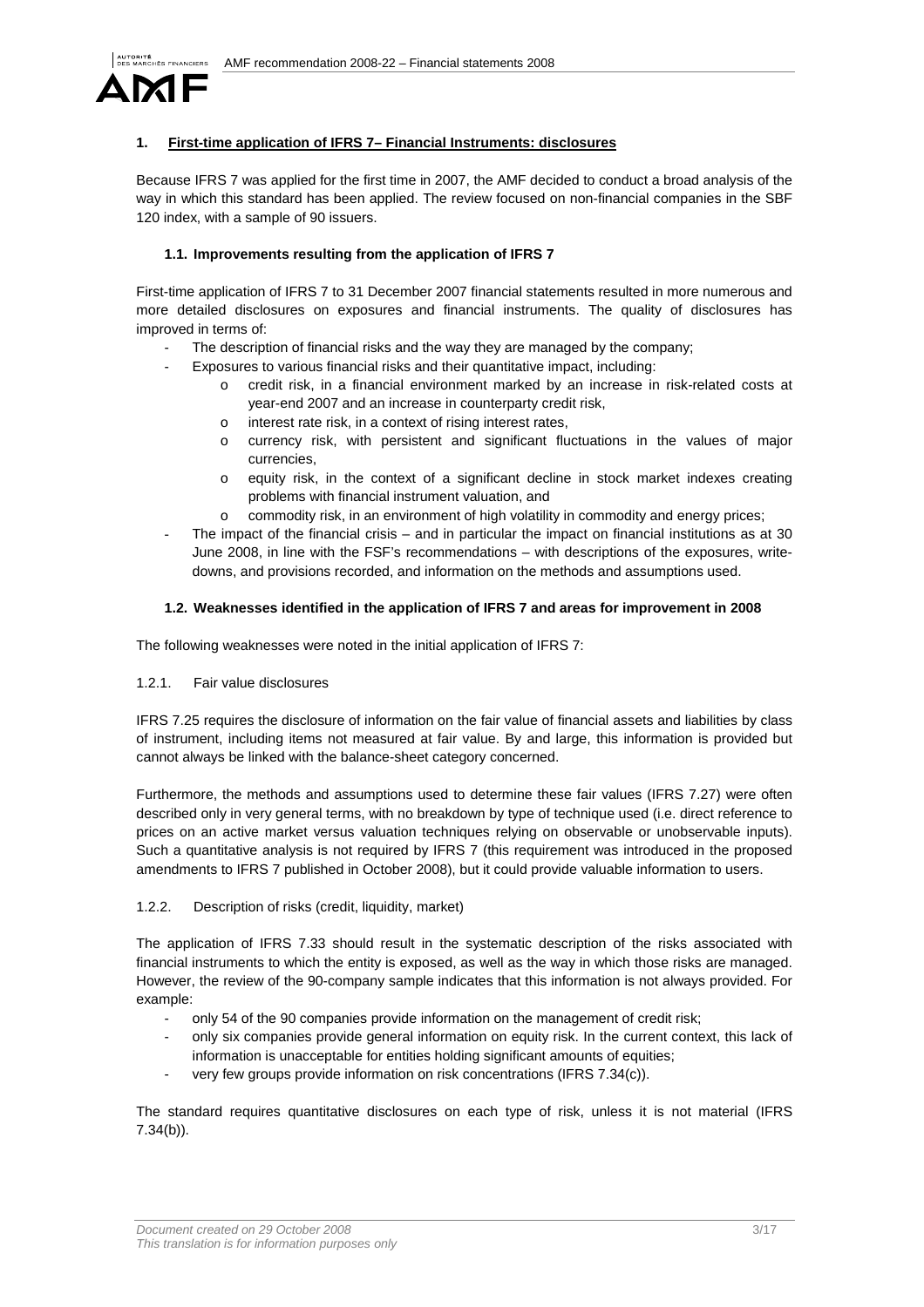## 1. First-time application of IFRS 7– Financial Instruments: disclosures

Because IFRS 7 was applied for the first time in 2007, the AMF decided to conduct a broad analysis of the way in which this standard has been applied. The review focused on non-financial companies in the SBF 120 index, with a sample of 90 issuers.

### 1.1. Improvements resulting from the application of IFRS 7

First-time application of IFRS 7 to 31 December 2007 financial statements resulted in more numerous and more detailed disclosures on exposures and financial instruments. The quality of disclosures has improved in terms of:

- The description of financial risks and the way they are managed by the company;
- Exposures to various financial risks and their quantitative impact, including:
  - credit risk, in a financial environment marked by an increase in risk-related costs at year-end 2007 and an increase in counterparty credit risk,
  - interest rate risk, in a context of rising interest rates,
  - currency risk, with persistent and significant fluctuations in the values of major currencies,
  - equity risk, in the context of a significant decline in stock market indexes creating problems with financial instrument valuation, and
  - commodity risk, in an environment of high volatility in commodity and energy prices;
- The impact of the financial crisis – and in particular the impact on financial institutions as at 30 June 2008, in line with the FSF's recommendations – with descriptions of the exposures, write-downs, and provisions recorded, and information on the methods and assumptions used.

### 1.2. Weaknesses identified in the application of IFRS 7 and areas for improvement in 2008

The following weaknesses were noted in the initial application of IFRS 7:

#### 1.2.1. Fair value disclosures

IFRS 7.25 requires the disclosure of information on the fair value of financial assets and liabilities by class of instrument, including items not measured at fair value. By and large, this information is provided but cannot always be linked with the balance-sheet category concerned.

Furthermore, the methods and assumptions used to determine these fair values (IFRS 7.27) were often described only in very general terms, with no breakdown by type of technique used (i.e. direct reference to prices on an active market versus valuation techniques relying on observable or unobservable inputs). Such a quantitative analysis is not required by IFRS 7 (this requirement was introduced in the proposed amendments to IFRS 7 published in October 2008), but it could provide valuable information to users.

#### 1.2.2. Description of risks (credit, liquidity, market)

The application of IFRS 7.33 should result in the systematic description of the risks associated with financial instruments to which the entity is exposed, as well as the way in which those risks are managed. However, the review of the 90-company sample indicates that this information is not always provided. For example:

- only 54 of the 90 companies provide information on the management of credit risk;
- only six companies provide general information on equity risk. In the current context, this lack of information is unacceptable for entities holding significant amounts of equities;
- very few groups provide information on risk concentrations (IFRS 7.34(c)).

The standard requires quantitative disclosures on each type of risk, unless it is not material (IFRS 7.34(b)).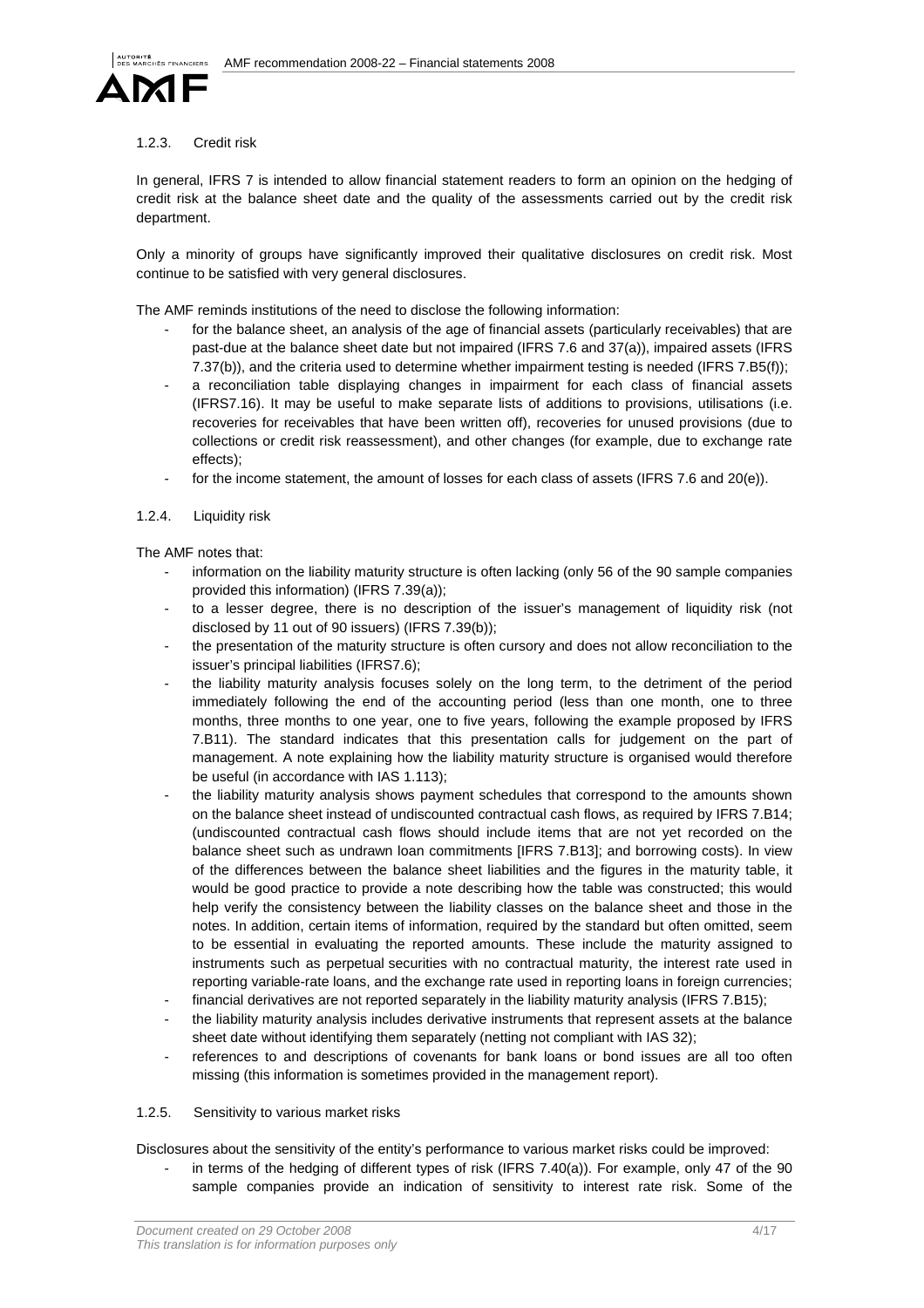### 1.2.3. Credit risk

In general, IFRS 7 is intended to allow financial statement readers to form an opinion on the hedging of credit risk at the balance sheet date and the quality of the assessments carried out by the credit risk department.

Only a minority of groups have significantly improved their qualitative disclosures on credit risk. Most continue to be satisfied with very general disclosures.

The AMF reminds institutions of the need to disclose the following information:

- for the balance sheet, an analysis of the age of financial assets (particularly receivables) that are past-due at the balance sheet date but not impaired (IFRS 7.6 and 37(a)), impaired assets (IFRS 7.37(b)), and the criteria used to determine whether impairment testing is needed (IFRS 7.B5(f));
- a reconciliation table displaying changes in impairment for each class of financial assets (IFRS7.16). It may be useful to make separate lists of additions to provisions, utilisations (i.e. recoveries for receivables that have been written off), recoveries for unused provisions (due to collections or credit risk reassessment), and other changes (for example, due to exchange rate effects);
- for the income statement, the amount of losses for each class of assets (IFRS 7.6 and 20(e)).

### 1.2.4. Liquidity risk

The AMF notes that:

- information on the liability maturity structure is often lacking (only 56 of the 90 sample companies provided this information) (IFRS 7.39(a));
- to a lesser degree, there is no description of the issuer's management of liquidity risk (not disclosed by 11 out of 90 issuers) (IFRS 7.39(b));
- the presentation of the maturity structure is often cursory and does not allow reconciliation to the issuer's principal liabilities (IFRS7.6);
- the liability maturity analysis focuses solely on the long term, to the detriment of the period immediately following the end of the accounting period (less than one month, one to three months, three months to one year, one to five years, following the example proposed by IFRS 7.B11). The standard indicates that this presentation calls for judgement on the part of management. A note explaining how the liability maturity structure is organised would therefore be useful (in accordance with IAS 1.113);
- the liability maturity analysis shows payment schedules that correspond to the amounts shown on the balance sheet instead of undiscounted contractual cash flows, as required by IFRS 7.B14; (undiscounted contractual cash flows should include items that are not yet recorded on the balance sheet such as undrawn loan commitments [IFRS 7.B13]; and borrowing costs). In view of the differences between the balance sheet liabilities and the figures in the maturity table, it would be good practice to provide a note describing how the table was constructed; this would help verify the consistency between the liability classes on the balance sheet and those in the notes. In addition, certain items of information, required by the standard but often omitted, seem to be essential in evaluating the reported amounts. These include the maturity assigned to instruments such as perpetual securities with no contractual maturity, the interest rate used in reporting variable-rate loans, and the exchange rate used in reporting loans in foreign currencies;
- financial derivatives are not reported separately in the liability maturity analysis (IFRS 7.B15);
- the liability maturity analysis includes derivative instruments that represent assets at the balance sheet date without identifying them separately (netting not compliant with IAS 32);
- references to and descriptions of covenants for bank loans or bond issues are all too often missing (this information is sometimes provided in the management report).

### 1.2.5. Sensitivity to various market risks

Disclosures about the sensitivity of the entity's performance to various market risks could be improved:

- in terms of the hedging of different types of risk (IFRS 7.40(a)). For example, only 47 of the 90 sample companies provide an indication of sensitivity to interest rate risk. Some of the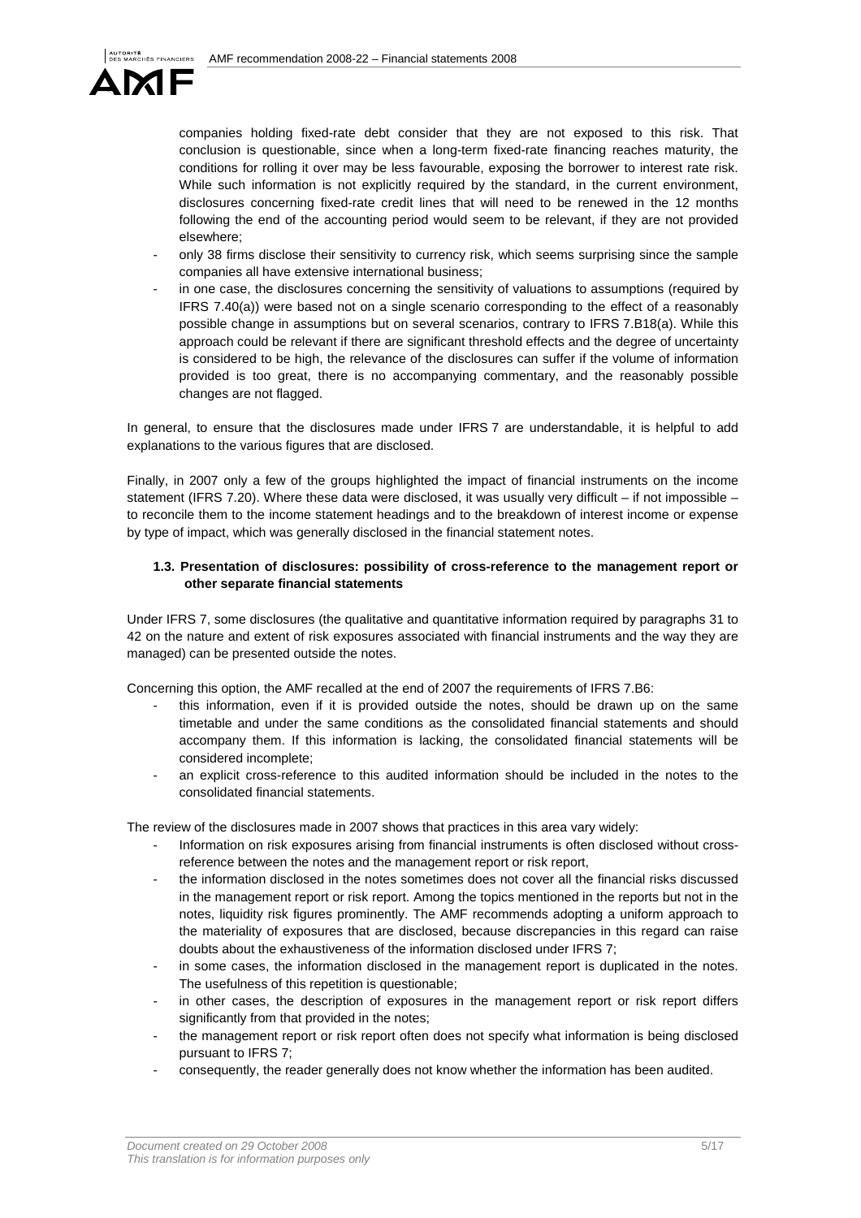companies holding fixed-rate debt consider that they are not exposed to this risk. That conclusion is questionable, since when a long-term fixed-rate financing reaches maturity, the conditions for rolling it over may be less favourable, exposing the borrower to interest rate risk. While such information is not explicitly required by the standard, in the current environment, disclosures concerning fixed-rate credit lines that will need to be renewed in the 12 months following the end of the accounting period would seem to be relevant, if they are not provided elsewhere;

- only 38 firms disclose their sensitivity to currency risk, which seems surprising since the sample companies all have extensive international business;
- in one case, the disclosures concerning the sensitivity of valuations to assumptions (required by IFRS 7.40(a)) were based not on a single scenario corresponding to the effect of a reasonably possible change in assumptions but on several scenarios, contrary to IFRS 7.B18(a). While this approach could be relevant if there are significant threshold effects and the degree of uncertainty is considered to be high, the relevance of the disclosures can suffer if the volume of information provided is too great, there is no accompanying commentary, and the reasonably possible changes are not flagged.

In general, to ensure that the disclosures made under IFRS 7 are understandable, it is helpful to add explanations to the various figures that are disclosed.

Finally, in 2007 only a few of the groups highlighted the impact of financial instruments on the income statement (IFRS 7.20). Where these data were disclosed, it was usually very difficult – if not impossible – to reconcile them to the income statement headings and to the breakdown of interest income or expense by type of impact, which was generally disclosed in the financial statement notes.

### 1.3. Presentation of disclosures: possibility of cross-reference to the management report or other separate financial statements

Under IFRS 7, some disclosures (the qualitative and quantitative information required by paragraphs 31 to 42 on the nature and extent of risk exposures associated with financial instruments and the way they are managed) can be presented outside the notes.

Concerning this option, the AMF recalled at the end of 2007 the requirements of IFRS 7.B6:

- this information, even if it is provided outside the notes, should be drawn up on the same timetable and under the same conditions as the consolidated financial statements and should accompany them. If this information is lacking, the consolidated financial statements will be considered incomplete;
- an explicit cross-reference to this audited information should be included in the notes to the consolidated financial statements.

The review of the disclosures made in 2007 shows that practices in this area vary widely:

- Information on risk exposures arising from financial instruments is often disclosed without cross-reference between the notes and the management report or risk report,
- the information disclosed in the notes sometimes does not cover all the financial risks discussed in the management report or risk report. Among the topics mentioned in the reports but not in the notes, liquidity risk figures prominently. The AMF recommends adopting a uniform approach to the materiality of exposures that are disclosed, because discrepancies in this regard can raise doubts about the exhaustiveness of the information disclosed under IFRS 7;
- in some cases, the information disclosed in the management report is duplicated in the notes. The usefulness of this repetition is questionable;
- in other cases, the description of exposures in the management report or risk report differs significantly from that provided in the notes;
- the management report or risk report often does not specify what information is being disclosed pursuant to IFRS 7;
- consequently, the reader generally does not know whether the information has been audited.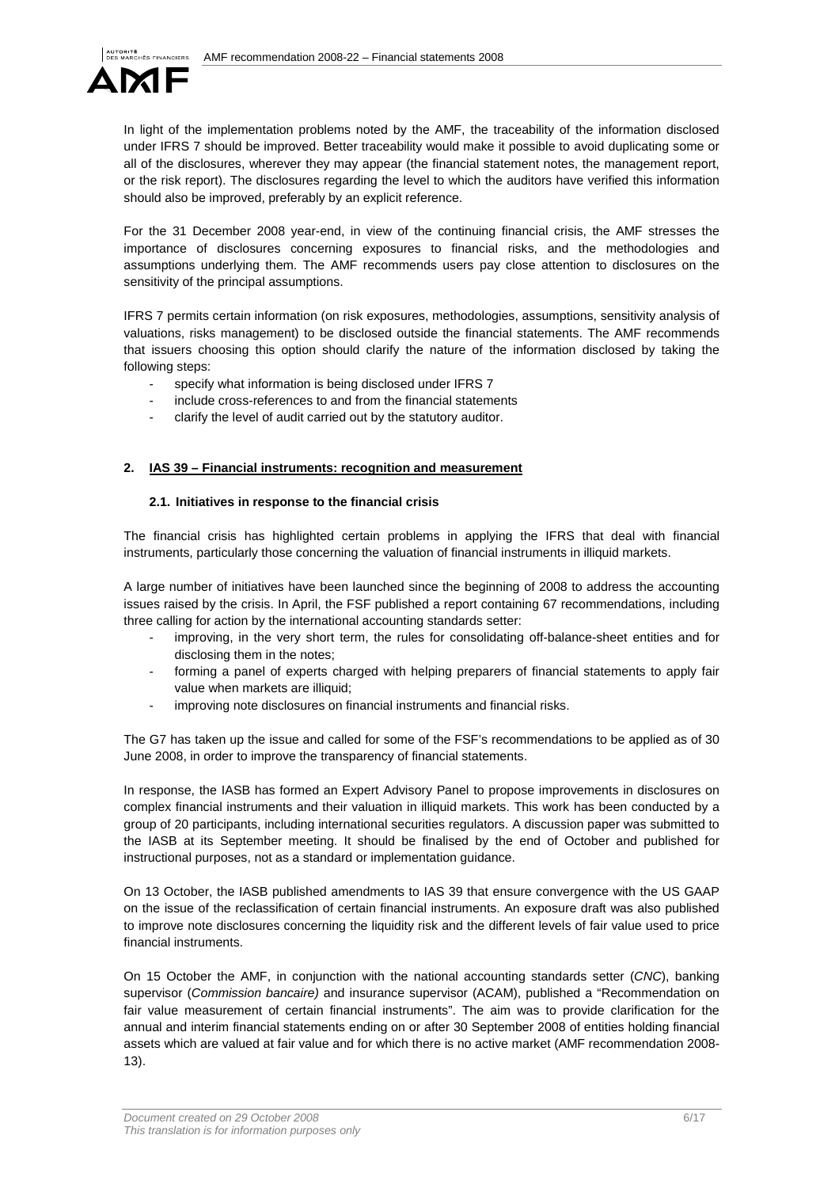In light of the implementation problems noted by the AMF, the traceability of the information disclosed under IFRS 7 should be improved. Better traceability would make it possible to avoid duplicating some or all of the disclosures, wherever they may appear (the financial statement notes, the management report, or the risk report). The disclosures regarding the level to which the auditors have verified this information should also be improved, preferably by an explicit reference.

For the 31 December 2008 year-end, in view of the continuing financial crisis, the AMF stresses the importance of disclosures concerning exposures to financial risks, and the methodologies and assumptions underlying them. The AMF recommends users pay close attention to disclosures on the sensitivity of the principal assumptions.

IFRS 7 permits certain information (on risk exposures, methodologies, assumptions, sensitivity analysis of valuations, risks management) to be disclosed outside the financial statements. The AMF recommends that issuers choosing this option should clarify the nature of the information disclosed by taking the following steps:

- specify what information is being disclosed under IFRS 7
- include cross-references to and from the financial statements
- clarify the level of audit carried out by the statutory auditor.

## 2. IAS 39 – Financial instruments: recognition and measurement

### 2.1. Initiatives in response to the financial crisis

The financial crisis has highlighted certain problems in applying the IFRS that deal with financial instruments, particularly those concerning the valuation of financial instruments in illiquid markets.

A large number of initiatives have been launched since the beginning of 2008 to address the accounting issues raised by the crisis. In April, the FSF published a report containing 67 recommendations, including three calling for action by the international accounting standards setter:

- improving, in the very short term, the rules for consolidating off-balance-sheet entities and for disclosing them in the notes;
- forming a panel of experts charged with helping preparers of financial statements to apply fair value when markets are illiquid;
- improving note disclosures on financial instruments and financial risks.

The G7 has taken up the issue and called for some of the FSF's recommendations to be applied as of 30 June 2008, in order to improve the transparency of financial statements.

In response, the IASB has formed an Expert Advisory Panel to propose improvements in disclosures on complex financial instruments and their valuation in illiquid markets. This work has been conducted by a group of 20 participants, including international securities regulators. A discussion paper was submitted to the IASB at its September meeting. It should be finalised by the end of October and published for instructional purposes, not as a standard or implementation guidance.

On 13 October, the IASB published amendments to IAS 39 that ensure convergence with the US GAAP on the issue of the reclassification of certain financial instruments. An exposure draft was also published to improve note disclosures concerning the liquidity risk and the different levels of fair value used to price financial instruments.

On 15 October the AMF, in conjunction with the national accounting standards setter (*CNC*), banking supervisor (*Commission bancaire)* and insurance supervisor (ACAM), published a "Recommendation on fair value measurement of certain financial instruments". The aim was to provide clarification for the annual and interim financial statements ending on or after 30 September 2008 of entities holding financial assets which are valued at fair value and for which there is no active market (AMF recommendation 2008-13).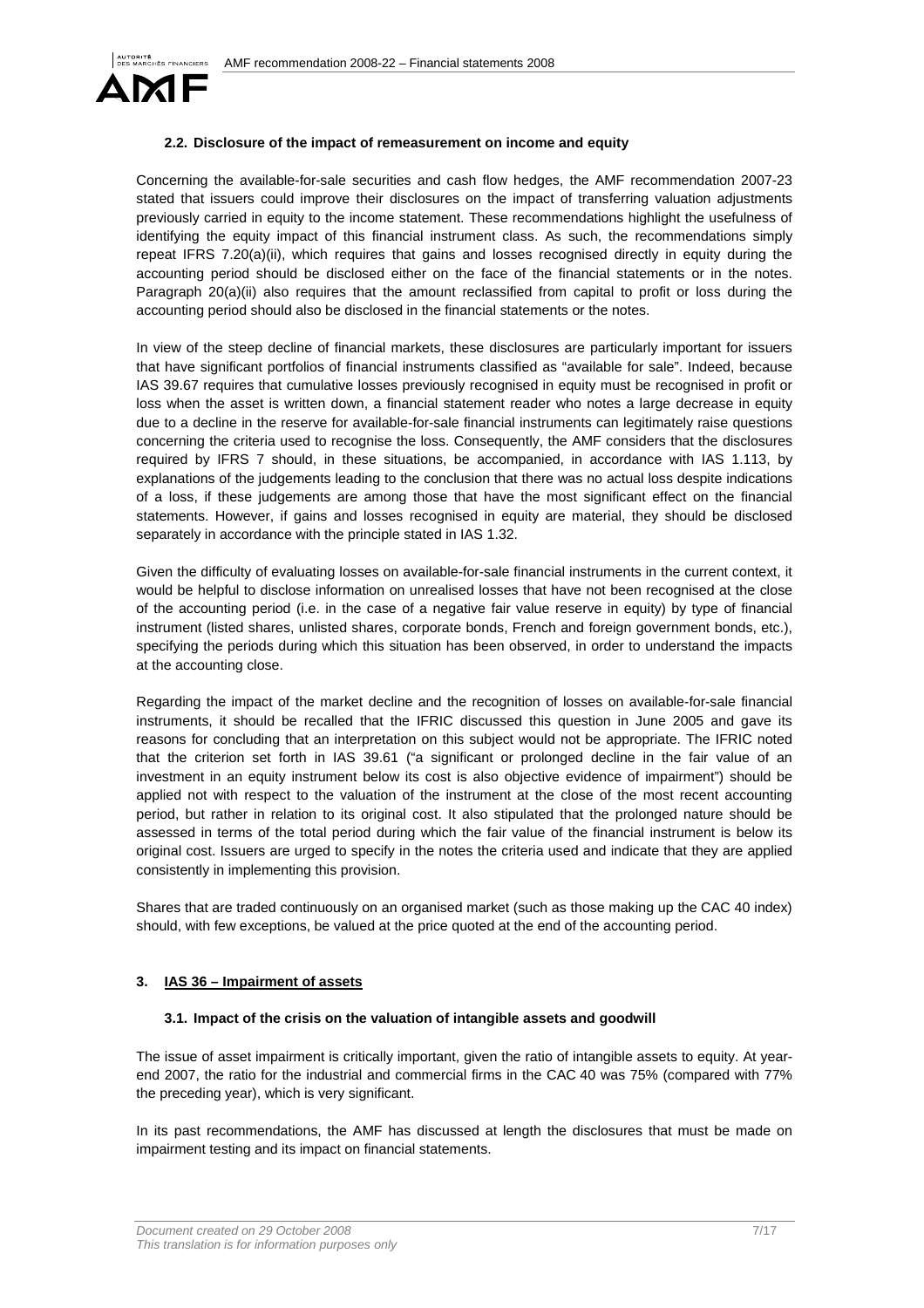### 2.2. Disclosure of the impact of remeasurement on income and equity

Concerning the available-for-sale securities and cash flow hedges, the AMF recommendation 2007-23 stated that issuers could improve their disclosures on the impact of transferring valuation adjustments previously carried in equity to the income statement. These recommendations highlight the usefulness of identifying the equity impact of this financial instrument class. As such, the recommendations simply repeat IFRS 7.20(a)(ii), which requires that gains and losses recognised directly in equity during the accounting period should be disclosed either on the face of the financial statements or in the notes. Paragraph 20(a)(ii) also requires that the amount reclassified from capital to profit or loss during the accounting period should also be disclosed in the financial statements or the notes.

In view of the steep decline of financial markets, these disclosures are particularly important for issuers that have significant portfolios of financial instruments classified as "available for sale". Indeed, because IAS 39.67 requires that cumulative losses previously recognised in equity must be recognised in profit or loss when the asset is written down, a financial statement reader who notes a large decrease in equity due to a decline in the reserve for available-for-sale financial instruments can legitimately raise questions concerning the criteria used to recognise the loss. Consequently, the AMF considers that the disclosures required by IFRS 7 should, in these situations, be accompanied, in accordance with IAS 1.113, by explanations of the judgements leading to the conclusion that there was no actual loss despite indications of a loss, if these judgements are among those that have the most significant effect on the financial statements. However, if gains and losses recognised in equity are material, they should be disclosed separately in accordance with the principle stated in IAS 1.32.

Given the difficulty of evaluating losses on available-for-sale financial instruments in the current context, it would be helpful to disclose information on unrealised losses that have not been recognised at the close of the accounting period (i.e. in the case of a negative fair value reserve in equity) by type of financial instrument (listed shares, unlisted shares, corporate bonds, French and foreign government bonds, etc.), specifying the periods during which this situation has been observed, in order to understand the impacts at the accounting close.

Regarding the impact of the market decline and the recognition of losses on available-for-sale financial instruments, it should be recalled that the IFRIC discussed this question in June 2005 and gave its reasons for concluding that an interpretation on this subject would not be appropriate. The IFRIC noted that the criterion set forth in IAS 39.61 ("a significant or prolonged decline in the fair value of an investment in an equity instrument below its cost is also objective evidence of impairment") should be applied not with respect to the valuation of the instrument at the close of the most recent accounting period, but rather in relation to its original cost. It also stipulated that the prolonged nature should be assessed in terms of the total period during which the fair value of the financial instrument is below its original cost. Issuers are urged to specify in the notes the criteria used and indicate that they are applied consistently in implementing this provision.

Shares that are traded continuously on an organised market (such as those making up the CAC 40 index) should, with few exceptions, be valued at the price quoted at the end of the accounting period.

## 3. IAS 36 – Impairment of assets

### 3.1. Impact of the crisis on the valuation of intangible assets and goodwill

The issue of asset impairment is critically important, given the ratio of intangible assets to equity. At year-end 2007, the ratio for the industrial and commercial firms in the CAC 40 was 75% (compared with 77% the preceding year), which is very significant.

In its past recommendations, the AMF has discussed at length the disclosures that must be made on impairment testing and its impact on financial statements.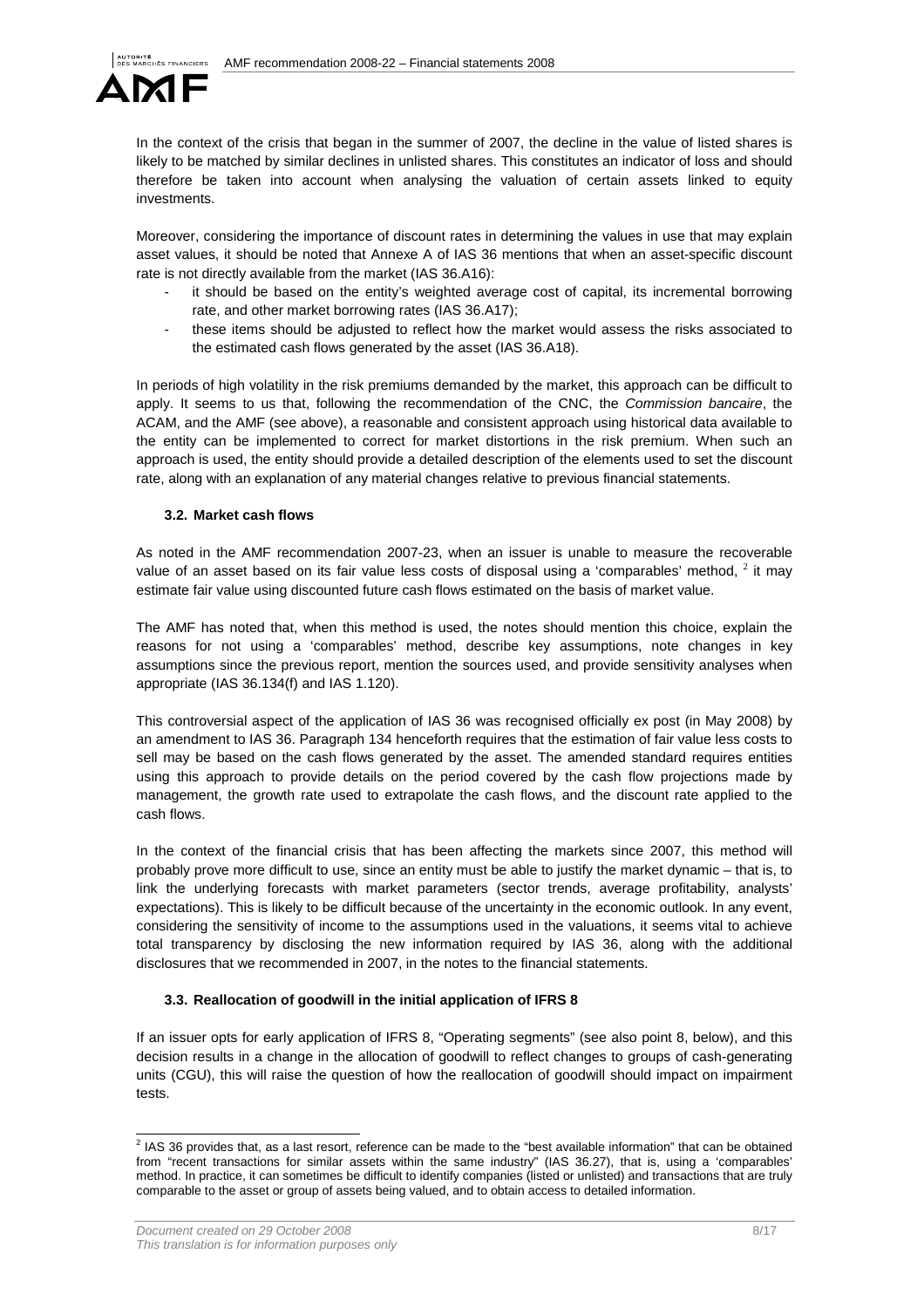In the context of the crisis that began in the summer of 2007, the decline in the value of listed shares is likely to be matched by similar declines in unlisted shares. This constitutes an indicator of loss and should therefore be taken into account when analysing the valuation of certain assets linked to equity investments.

Moreover, considering the importance of discount rates in determining the values in use that may explain asset values, it should be noted that Annexe A of IAS 36 mentions that when an asset-specific discount rate is not directly available from the market (IAS 36.A16):

- it should be based on the entity's weighted average cost of capital, its incremental borrowing rate, and other market borrowing rates (IAS 36.A17);
- these items should be adjusted to reflect how the market would assess the risks associated to the estimated cash flows generated by the asset (IAS 36.A18).

In periods of high volatility in the risk premiums demanded by the market, this approach can be difficult to apply. It seems to us that, following the recommendation of the CNC, the *Commission bancaire*, the ACAM, and the AMF (see above), a reasonable and consistent approach using historical data available to the entity can be implemented to correct for market distortions in the risk premium. When such an approach is used, the entity should provide a detailed description of the elements used to set the discount rate, along with an explanation of any material changes relative to previous financial statements.

### 3.2. Market cash flows

As noted in the AMF recommendation 2007-23, when an issuer is unable to measure the recoverable value of an asset based on its fair value less costs of disposal using a 'comparables' method, [2] it may estimate fair value using discounted future cash flows estimated on the basis of market value.

The AMF has noted that, when this method is used, the notes should mention this choice, explain the reasons for not using a 'comparables' method, describe key assumptions, note changes in key assumptions since the previous report, mention the sources used, and provide sensitivity analyses when appropriate (IAS 36.134(f) and IAS 1.120).

This controversial aspect of the application of IAS 36 was recognised officially ex post (in May 2008) by an amendment to IAS 36. Paragraph 134 henceforth requires that the estimation of fair value less costs to sell may be based on the cash flows generated by the asset. The amended standard requires entities using this approach to provide details on the period covered by the cash flow projections made by management, the growth rate used to extrapolate the cash flows, and the discount rate applied to the cash flows.

In the context of the financial crisis that has been affecting the markets since 2007, this method will probably prove more difficult to use, since an entity must be able to justify the market dynamic – that is, to link the underlying forecasts with market parameters (sector trends, average profitability, analysts' expectations). This is likely to be difficult because of the uncertainty in the economic outlook. In any event, considering the sensitivity of income to the assumptions used in the valuations, it seems vital to achieve total transparency by disclosing the new information required by IAS 36, along with the additional disclosures that we recommended in 2007, in the notes to the financial statements.

### 3.3. Reallocation of goodwill in the initial application of IFRS 8

If an issuer opts for early application of IFRS 8, "Operating segments" (see also point 8, below), and this decision results in a change in the allocation of goodwill to reflect changes to groups of cash-generating units (CGU), this will raise the question of how the reallocation of goodwill should impact on impairment tests.

[2] IAS 36 provides that, as a last resort, reference can be made to the "best available information" that can be obtained from "recent transactions for similar assets within the same industry" (IAS 36.27), that is, using a 'comparables' method. In practice, it can sometimes be difficult to identify companies (listed or unlisted) and transactions that are truly comparable to the asset or group of assets being valued, and to obtain access to detailed information.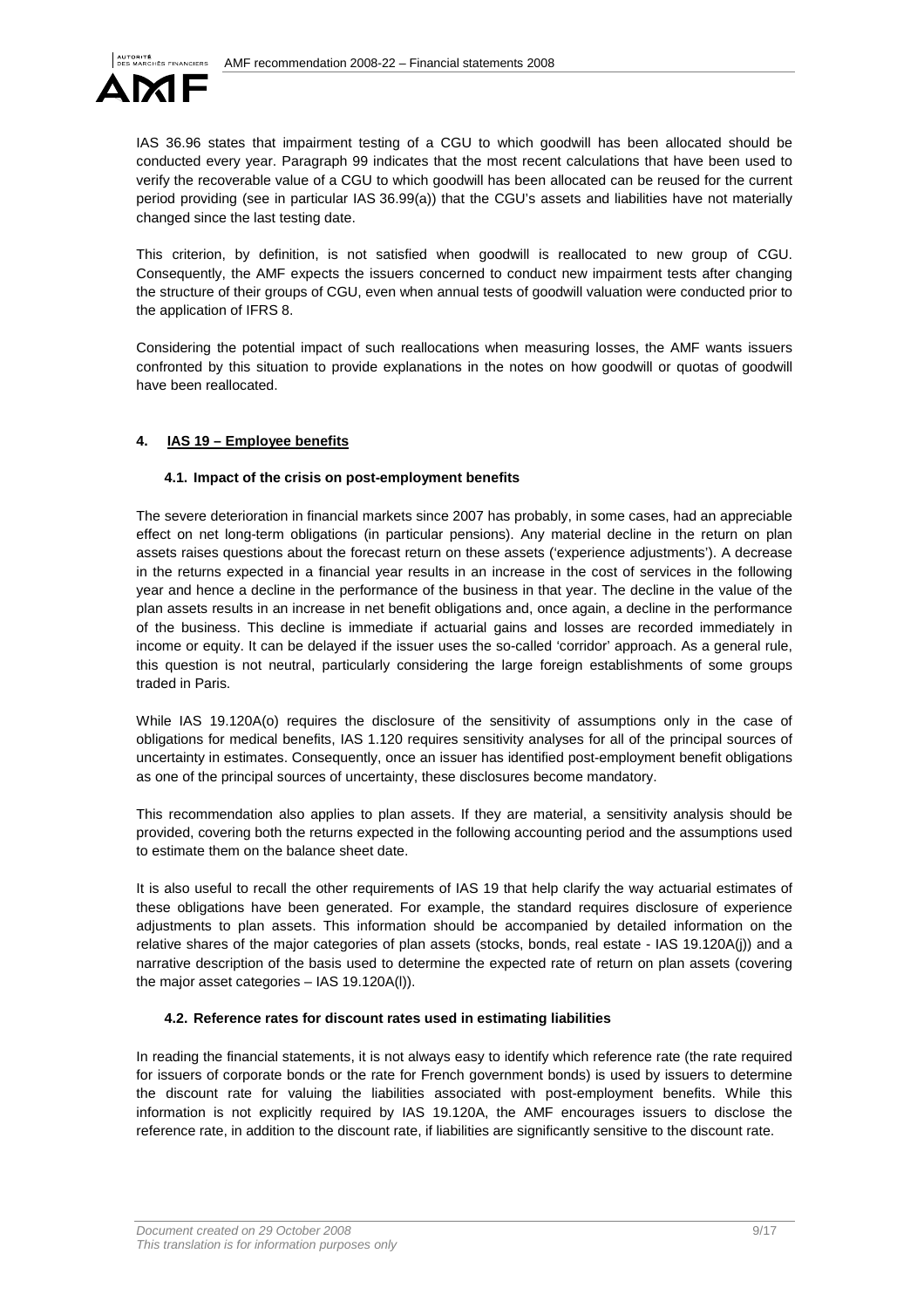IAS 36.96 states that impairment testing of a CGU to which goodwill has been allocated should be conducted every year. Paragraph 99 indicates that the most recent calculations that have been used to verify the recoverable value of a CGU to which goodwill has been allocated can be reused for the current period providing (see in particular IAS 36.99(a)) that the CGU's assets and liabilities have not materially changed since the last testing date.

This criterion, by definition, is not satisfied when goodwill is reallocated to new group of CGU. Consequently, the AMF expects the issuers concerned to conduct new impairment tests after changing the structure of their groups of CGU, even when annual tests of goodwill valuation were conducted prior to the application of IFRS 8.

Considering the potential impact of such reallocations when measuring losses, the AMF wants issuers confronted by this situation to provide explanations in the notes on how goodwill or quotas of goodwill have been reallocated.

## 4. IAS 19 – Employee benefits

### 4.1. Impact of the crisis on post-employment benefits

The severe deterioration in financial markets since 2007 has probably, in some cases, had an appreciable effect on net long-term obligations (in particular pensions). Any material decline in the return on plan assets raises questions about the forecast return on these assets ('experience adjustments'). A decrease in the returns expected in a financial year results in an increase in the cost of services in the following year and hence a decline in the performance of the business in that year. The decline in the value of the plan assets results in an increase in net benefit obligations and, once again, a decline in the performance of the business. This decline is immediate if actuarial gains and losses are recorded immediately in income or equity. It can be delayed if the issuer uses the so-called 'corridor' approach. As a general rule, this question is not neutral, particularly considering the large foreign establishments of some groups traded in Paris.

While IAS 19.120A(o) requires the disclosure of the sensitivity of assumptions only in the case of obligations for medical benefits, IAS 1.120 requires sensitivity analyses for all of the principal sources of uncertainty in estimates. Consequently, once an issuer has identified post-employment benefit obligations as one of the principal sources of uncertainty, these disclosures become mandatory.

This recommendation also applies to plan assets. If they are material, a sensitivity analysis should be provided, covering both the returns expected in the following accounting period and the assumptions used to estimate them on the balance sheet date.

It is also useful to recall the other requirements of IAS 19 that help clarify the way actuarial estimates of these obligations have been generated. For example, the standard requires disclosure of experience adjustments to plan assets. This information should be accompanied by detailed information on the relative shares of the major categories of plan assets (stocks, bonds, real estate - IAS 19.120A(j)) and a narrative description of the basis used to determine the expected rate of return on plan assets (covering the major asset categories – IAS 19.120A(l)).

### 4.2. Reference rates for discount rates used in estimating liabilities

In reading the financial statements, it is not always easy to identify which reference rate (the rate required for issuers of corporate bonds or the rate for French government bonds) is used by issuers to determine the discount rate for valuing the liabilities associated with post-employment benefits. While this information is not explicitly required by IAS 19.120A, the AMF encourages issuers to disclose the reference rate, in addition to the discount rate, if liabilities are significantly sensitive to the discount rate.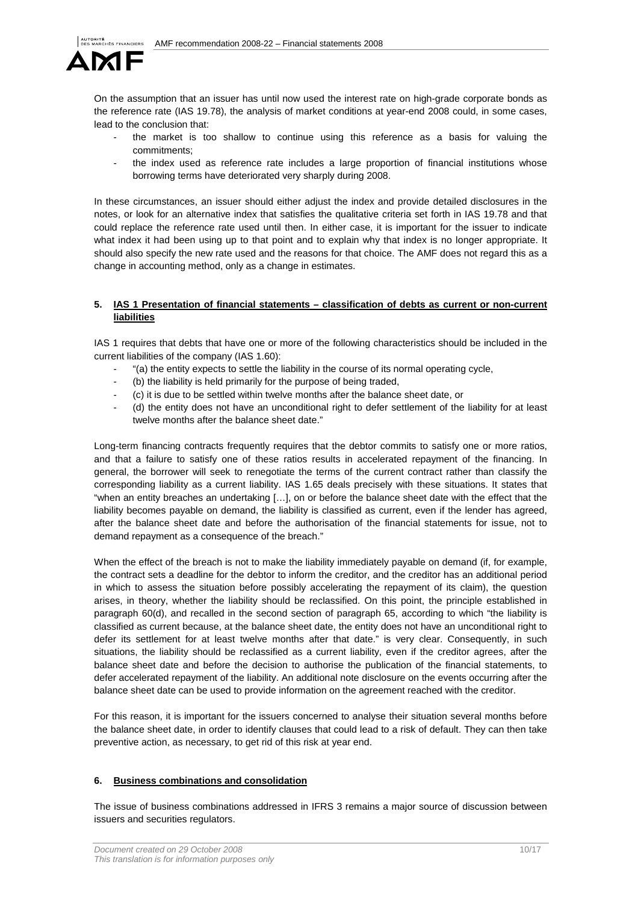On the assumption that an issuer has until now used the interest rate on high-grade corporate bonds as the reference rate (IAS 19.78), the analysis of market conditions at year-end 2008 could, in some cases, lead to the conclusion that:

- the market is too shallow to continue using this reference as a basis for valuing the commitments;
- the index used as reference rate includes a large proportion of financial institutions whose borrowing terms have deteriorated very sharply during 2008.

In these circumstances, an issuer should either adjust the index and provide detailed disclosures in the notes, or look for an alternative index that satisfies the qualitative criteria set forth in IAS 19.78 and that could replace the reference rate used until then. In either case, it is important for the issuer to indicate what index it had been using up to that point and to explain why that index is no longer appropriate. It should also specify the new rate used and the reasons for that choice. The AMF does not regard this as a change in accounting method, only as a change in estimates.

## 5. IAS 1 Presentation of financial statements – classification of debts as current or non-current liabilities

IAS 1 requires that debts that have one or more of the following characteristics should be included in the current liabilities of the company (IAS 1.60):

- "(a) the entity expects to settle the liability in the course of its normal operating cycle,
- (b) the liability is held primarily for the purpose of being traded,
- (c) it is due to be settled within twelve months after the balance sheet date, or
- (d) the entity does not have an unconditional right to defer settlement of the liability for at least twelve months after the balance sheet date."

Long-term financing contracts frequently requires that the debtor commits to satisfy one or more ratios, and that a failure to satisfy one of these ratios results in accelerated repayment of the financing. In general, the borrower will seek to renegotiate the terms of the current contract rather than classify the corresponding liability as a current liability. IAS 1.65 deals precisely with these situations. It states that "when an entity breaches an undertaking […], on or before the balance sheet date with the effect that the liability becomes payable on demand, the liability is classified as current, even if the lender has agreed, after the balance sheet date and before the authorisation of the financial statements for issue, not to demand repayment as a consequence of the breach."

When the effect of the breach is not to make the liability immediately payable on demand (if, for example, the contract sets a deadline for the debtor to inform the creditor, and the creditor has an additional period in which to assess the situation before possibly accelerating the repayment of its claim), the question arises, in theory, whether the liability should be reclassified. On this point, the principle established in paragraph 60(d), and recalled in the second section of paragraph 65, according to which "the liability is classified as current because, at the balance sheet date, the entity does not have an unconditional right to defer its settlement for at least twelve months after that date." is very clear. Consequently, in such situations, the liability should be reclassified as a current liability, even if the creditor agrees, after the balance sheet date and before the decision to authorise the publication of the financial statements, to defer accelerated repayment of the liability. An additional note disclosure on the events occurring after the balance sheet date can be used to provide information on the agreement reached with the creditor.

For this reason, it is important for the issuers concerned to analyse their situation several months before the balance sheet date, in order to identify clauses that could lead to a risk of default. They can then take preventive action, as necessary, to get rid of this risk at year end.

## 6. Business combinations and consolidation

The issue of business combinations addressed in IFRS 3 remains a major source of discussion between issuers and securities regulators.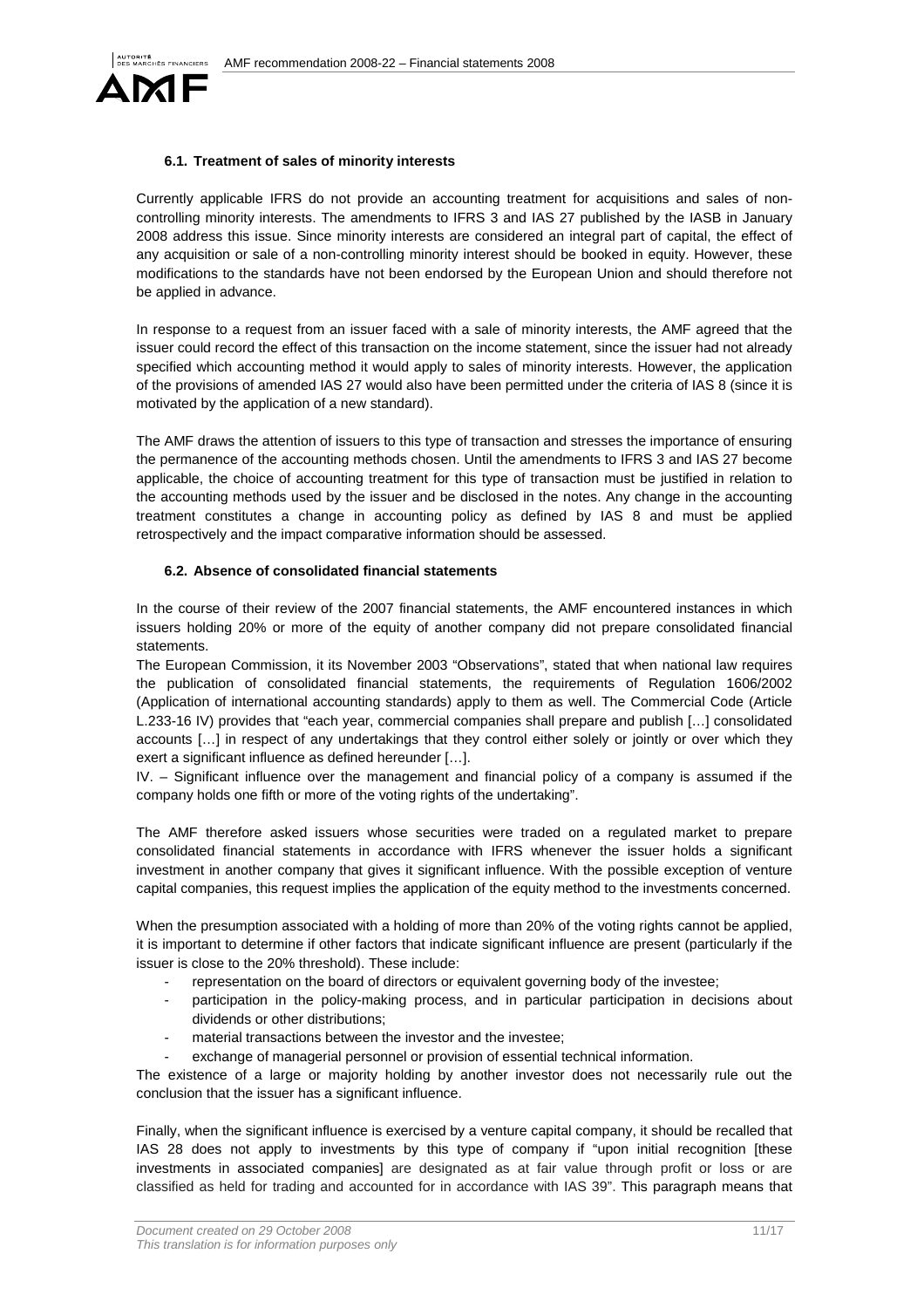### 6.1. Treatment of sales of minority interests

Currently applicable IFRS do not provide an accounting treatment for acquisitions and sales of non-controlling minority interests. The amendments to IFRS 3 and IAS 27 published by the IASB in January 2008 address this issue. Since minority interests are considered an integral part of capital, the effect of any acquisition or sale of a non-controlling minority interest should be booked in equity. However, these modifications to the standards have not been endorsed by the European Union and should therefore not be applied in advance.

In response to a request from an issuer faced with a sale of minority interests, the AMF agreed that the issuer could record the effect of this transaction on the income statement, since the issuer had not already specified which accounting method it would apply to sales of minority interests. However, the application of the provisions of amended IAS 27 would also have been permitted under the criteria of IAS 8 (since it is motivated by the application of a new standard).

The AMF draws the attention of issuers to this type of transaction and stresses the importance of ensuring the permanence of the accounting methods chosen. Until the amendments to IFRS 3 and IAS 27 become applicable, the choice of accounting treatment for this type of transaction must be justified in relation to the accounting methods used by the issuer and be disclosed in the notes. Any change in the accounting treatment constitutes a change in accounting policy as defined by IAS 8 and must be applied retrospectively and the impact comparative information should be assessed.

### 6.2. Absence of consolidated financial statements

In the course of their review of the 2007 financial statements, the AMF encountered instances in which issuers holding 20% or more of the equity of another company did not prepare consolidated financial statements.

The European Commission, it its November 2003 "Observations", stated that when national law requires the publication of consolidated financial statements, the requirements of Regulation 1606/2002 (Application of international accounting standards) apply to them as well. The Commercial Code (Article L.233-16 IV) provides that "each year, commercial companies shall prepare and publish […] consolidated accounts […] in respect of any undertakings that they control either solely or jointly or over which they exert a significant influence as defined hereunder […].

IV. – Significant influence over the management and financial policy of a company is assumed if the company holds one fifth or more of the voting rights of the undertaking".

The AMF therefore asked issuers whose securities were traded on a regulated market to prepare consolidated financial statements in accordance with IFRS whenever the issuer holds a significant investment in another company that gives it significant influence. With the possible exception of venture capital companies, this request implies the application of the equity method to the investments concerned.

When the presumption associated with a holding of more than 20% of the voting rights cannot be applied, it is important to determine if other factors that indicate significant influence are present (particularly if the issuer is close to the 20% threshold). These include:

- representation on the board of directors or equivalent governing body of the investee;
- participation in the policy-making process, and in particular participation in decisions about dividends or other distributions;
- material transactions between the investor and the investee;
- exchange of managerial personnel or provision of essential technical information.

The existence of a large or majority holding by another investor does not necessarily rule out the conclusion that the issuer has a significant influence.

Finally, when the significant influence is exercised by a venture capital company, it should be recalled that IAS 28 does not apply to investments by this type of company if "upon initial recognition [these investments in associated companies] are designated as at fair value through profit or loss or are classified as held for trading and accounted for in accordance with IAS 39". This paragraph means that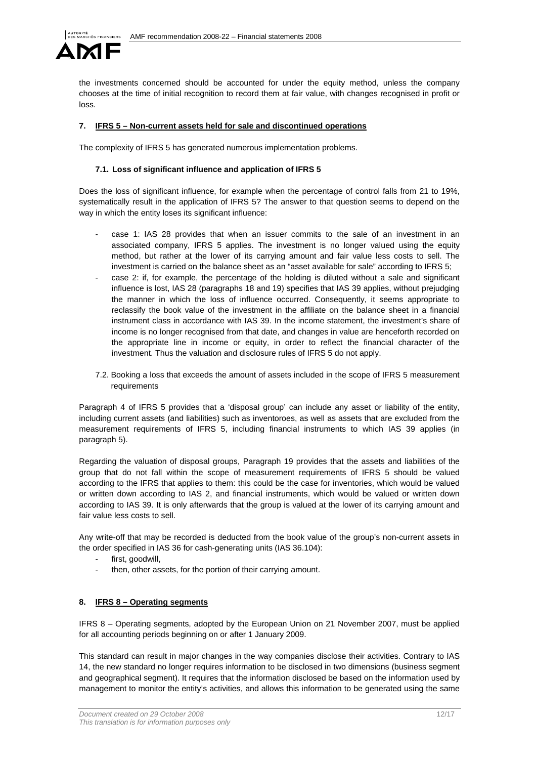the investments concerned should be accounted for under the equity method, unless the company chooses at the time of initial recognition to record them at fair value, with changes recognised in profit or loss.

## 7. IFRS 5 – Non-current assets held for sale and discontinued operations

The complexity of IFRS 5 has generated numerous implementation problems.

### 7.1. Loss of significant influence and application of IFRS 5

Does the loss of significant influence, for example when the percentage of control falls from 21 to 19%, systematically result in the application of IFRS 5? The answer to that question seems to depend on the way in which the entity loses its significant influence:

- case 1: IAS 28 provides that when an issuer commits to the sale of an investment in an associated company, IFRS 5 applies. The investment is no longer valued using the equity method, but rather at the lower of its carrying amount and fair value less costs to sell. The investment is carried on the balance sheet as an "asset available for sale" according to IFRS 5;
- case 2: if, for example, the percentage of the holding is diluted without a sale and significant influence is lost, IAS 28 (paragraphs 18 and 19) specifies that IAS 39 applies, without prejudging the manner in which the loss of influence occurred. Consequently, it seems appropriate to reclassify the book value of the investment in the affiliate on the balance sheet in a financial instrument class in accordance with IAS 39. In the income statement, the investment's share of income is no longer recognised from that date, and changes in value are henceforth recorded on the appropriate line in income or equity, in order to reflect the financial character of the investment. Thus the valuation and disclosure rules of IFRS 5 do not apply.

### 7.2. Booking a loss that exceeds the amount of assets included in the scope of IFRS 5 measurement requirements

Paragraph 4 of IFRS 5 provides that a 'disposal group' can include any asset or liability of the entity, including current assets (and liabilities) such as inventoroes, as well as assets that are excluded from the measurement requirements of IFRS 5, including financial instruments to which IAS 39 applies (in paragraph 5).

Regarding the valuation of disposal groups, Paragraph 19 provides that the assets and liabilities of the group that do not fall within the scope of measurement requirements of IFRS 5 should be valued according to the IFRS that applies to them: this could be the case for inventories, which would be valued or written down according to IAS 2, and financial instruments, which would be valued or written down according to IAS 39. It is only afterwards that the group is valued at the lower of its carrying amount and fair value less costs to sell.

Any write-off that may be recorded is deducted from the book value of the group's non-current assets in the order specified in IAS 36 for cash-generating units (IAS 36.104):

- first, goodwill,
- then, other assets, for the portion of their carrying amount.

## 8. IFRS 8 – Operating segments

IFRS 8 – Operating segments, adopted by the European Union on 21 November 2007, must be applied for all accounting periods beginning on or after 1 January 2009.

This standard can result in major changes in the way companies disclose their activities. Contrary to IAS 14, the new standard no longer requires information to be disclosed in two dimensions (business segment and geographical segment). It requires that the information disclosed be based on the information used by management to monitor the entity's activities, and allows this information to be generated using the same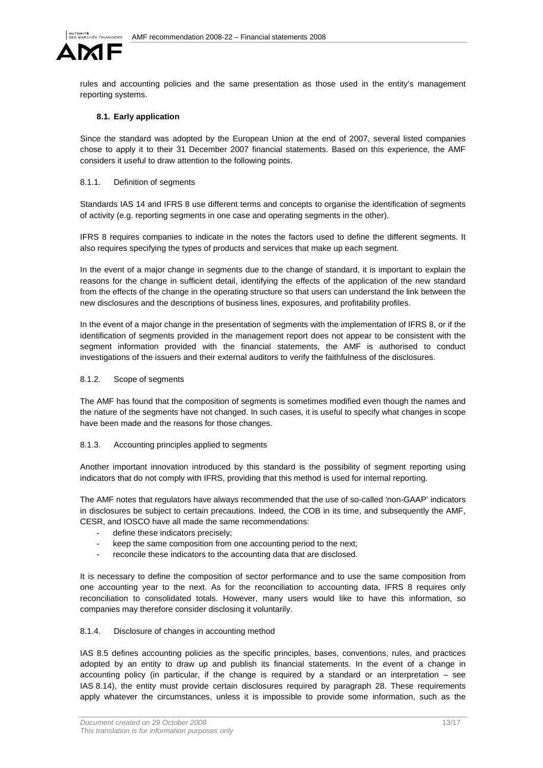rules and accounting policies and the same presentation as those used in the entity's management reporting systems.

### 8.1. Early application

Since the standard was adopted by the European Union at the end of 2007, several listed companies chose to apply it to their 31 December 2007 financial statements. Based on this experience, the AMF considers it useful to draw attention to the following points.

#### 8.1.1. Definition of segments

Standards IAS 14 and IFRS 8 use different terms and concepts to organise the identification of segments of activity (e.g. reporting segments in one case and operating segments in the other).

IFRS 8 requires companies to indicate in the notes the factors used to define the different segments. It also requires specifying the types of products and services that make up each segment.

In the event of a major change in segments due to the change of standard, it is important to explain the reasons for the change in sufficient detail, identifying the effects of the application of the new standard from the effects of the change in the operating structure so that users can understand the link between the new disclosures and the descriptions of business lines, exposures, and profitability profiles.

In the event of a major change in the presentation of segments with the implementation of IFRS 8, or if the identification of segments provided in the management report does not appear to be consistent with the segment information provided with the financial statements, the AMF is authorised to conduct investigations of the issuers and their external auditors to verify the faithfulness of the disclosures.

#### 8.1.2. Scope of segments

The AMF has found that the composition of segments is sometimes modified even though the names and the nature of the segments have not changed. In such cases, it is useful to specify what changes in scope have been made and the reasons for those changes.

#### 8.1.3. Accounting principles applied to segments

Another important innovation introduced by this standard is the possibility of segment reporting using indicators that do not comply with IFRS, providing that this method is used for internal reporting.

The AMF notes that regulators have always recommended that the use of so-called 'non-GAAP' indicators in disclosures be subject to certain precautions. Indeed, the COB in its time, and subsequently the AMF, CESR, and IOSCO have all made the same recommendations:

- define these indicators precisely;
- keep the same composition from one accounting period to the next;
- reconcile these indicators to the accounting data that are disclosed.

It is necessary to define the composition of sector performance and to use the same composition from one accounting year to the next. As for the reconciliation to accounting data, IFRS 8 requires only reconciliation to consolidated totals. However, many users would like to have this information, so companies may therefore consider disclosing it voluntarily.

#### 8.1.4. Disclosure of changes in accounting method

IAS 8.5 defines accounting policies as the specific principles, bases, conventions, rules, and practices adopted by an entity to draw up and publish its financial statements. In the event of a change in accounting policy (in particular, if the change is required by a standard or an interpretation – see IAS 8.14), the entity must provide certain disclosures required by paragraph 28. These requirements apply whatever the circumstances, unless it is impossible to provide some information, such as the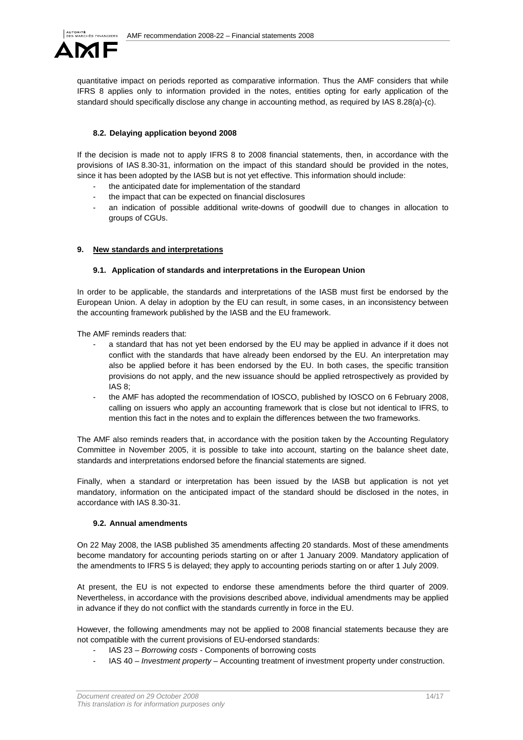quantitative impact on periods reported as comparative information. Thus the AMF considers that while IFRS 8 applies only to information provided in the notes, entities opting for early application of the standard should specifically disclose any change in accounting method, as required by IAS 8.28(a)-(c).

### 8.2. Delaying application beyond 2008

If the decision is made not to apply IFRS 8 to 2008 financial statements, then, in accordance with the provisions of IAS 8.30-31, information on the impact of this standard should be provided in the notes, since it has been adopted by the IASB but is not yet effective. This information should include:

- the anticipated date for implementation of the standard
- the impact that can be expected on financial disclosures
- an indication of possible additional write-downs of goodwill due to changes in allocation to groups of CGUs.

## 9. New standards and interpretations

### 9.1. Application of standards and interpretations in the European Union

In order to be applicable, the standards and interpretations of the IASB must first be endorsed by the European Union. A delay in adoption by the EU can result, in some cases, in an inconsistency between the accounting framework published by the IASB and the EU framework.

The AMF reminds readers that:

- a standard that has not yet been endorsed by the EU may be applied in advance if it does not conflict with the standards that have already been endorsed by the EU. An interpretation may also be applied before it has been endorsed by the EU. In both cases, the specific transition provisions do not apply, and the new issuance should be applied retrospectively as provided by IAS 8;
- the AMF has adopted the recommendation of IOSCO, published by IOSCO on 6 February 2008, calling on issuers who apply an accounting framework that is close but not identical to IFRS, to mention this fact in the notes and to explain the differences between the two frameworks.

The AMF also reminds readers that, in accordance with the position taken by the Accounting Regulatory Committee in November 2005, it is possible to take into account, starting on the balance sheet date, standards and interpretations endorsed before the financial statements are signed.

Finally, when a standard or interpretation has been issued by the IASB but application is not yet mandatory, information on the anticipated impact of the standard should be disclosed in the notes, in accordance with IAS 8.30-31.

### 9.2. Annual amendments

On 22 May 2008, the IASB published 35 amendments affecting 20 standards. Most of these amendments become mandatory for accounting periods starting on or after 1 January 2009. Mandatory application of the amendments to IFRS 5 is delayed; they apply to accounting periods starting on or after 1 July 2009.

At present, the EU is not expected to endorse these amendments before the third quarter of 2009. Nevertheless, in accordance with the provisions described above, individual amendments may be applied in advance if they do not conflict with the standards currently in force in the EU.

However, the following amendments may not be applied to 2008 financial statements because they are not compatible with the current provisions of EU-endorsed standards:

- IAS 23 – *Borrowing costs* - Components of borrowing costs
- IAS 40 – *Investment property* – Accounting treatment of investment property under construction.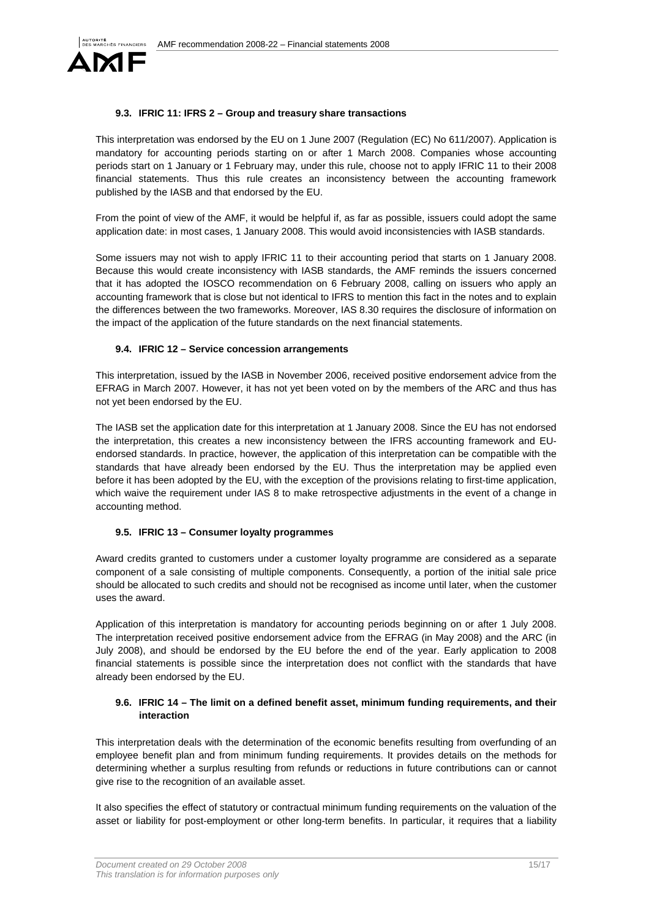### 9.3. IFRIC 11: IFRS 2 – Group and treasury share transactions

This interpretation was endorsed by the EU on 1 June 2007 (Regulation (EC) No 611/2007). Application is mandatory for accounting periods starting on or after 1 March 2008. Companies whose accounting periods start on 1 January or 1 February may, under this rule, choose not to apply IFRIC 11 to their 2008 financial statements. Thus this rule creates an inconsistency between the accounting framework published by the IASB and that endorsed by the EU.

From the point of view of the AMF, it would be helpful if, as far as possible, issuers could adopt the same application date: in most cases, 1 January 2008. This would avoid inconsistencies with IASB standards.

Some issuers may not wish to apply IFRIC 11 to their accounting period that starts on 1 January 2008. Because this would create inconsistency with IASB standards, the AMF reminds the issuers concerned that it has adopted the IOSCO recommendation on 6 February 2008, calling on issuers who apply an accounting framework that is close but not identical to IFRS to mention this fact in the notes and to explain the differences between the two frameworks. Moreover, IAS 8.30 requires the disclosure of information on the impact of the application of the future standards on the next financial statements.

### 9.4. IFRIC 12 – Service concession arrangements

This interpretation, issued by the IASB in November 2006, received positive endorsement advice from the EFRAG in March 2007. However, it has not yet been voted on by the members of the ARC and thus has not yet been endorsed by the EU.

The IASB set the application date for this interpretation at 1 January 2008. Since the EU has not endorsed the interpretation, this creates a new inconsistency between the IFRS accounting framework and EU-endorsed standards. In practice, however, the application of this interpretation can be compatible with the standards that have already been endorsed by the EU. Thus the interpretation may be applied even before it has been adopted by the EU, with the exception of the provisions relating to first-time application, which waive the requirement under IAS 8 to make retrospective adjustments in the event of a change in accounting method.

### 9.5. IFRIC 13 – Consumer loyalty programmes

Award credits granted to customers under a customer loyalty programme are considered as a separate component of a sale consisting of multiple components. Consequently, a portion of the initial sale price should be allocated to such credits and should not be recognised as income until later, when the customer uses the award.

Application of this interpretation is mandatory for accounting periods beginning on or after 1 July 2008. The interpretation received positive endorsement advice from the EFRAG (in May 2008) and the ARC (in July 2008), and should be endorsed by the EU before the end of the year. Early application to 2008 financial statements is possible since the interpretation does not conflict with the standards that have already been endorsed by the EU.

### 9.6. IFRIC 14 – The limit on a defined benefit asset, minimum funding requirements, and their interaction

This interpretation deals with the determination of the economic benefits resulting from overfunding of an employee benefit plan and from minimum funding requirements. It provides details on the methods for determining whether a surplus resulting from refunds or reductions in future contributions can or cannot give rise to the recognition of an available asset.

It also specifies the effect of statutory or contractual minimum funding requirements on the valuation of the asset or liability for post-employment or other long-term benefits. In particular, it requires that a liability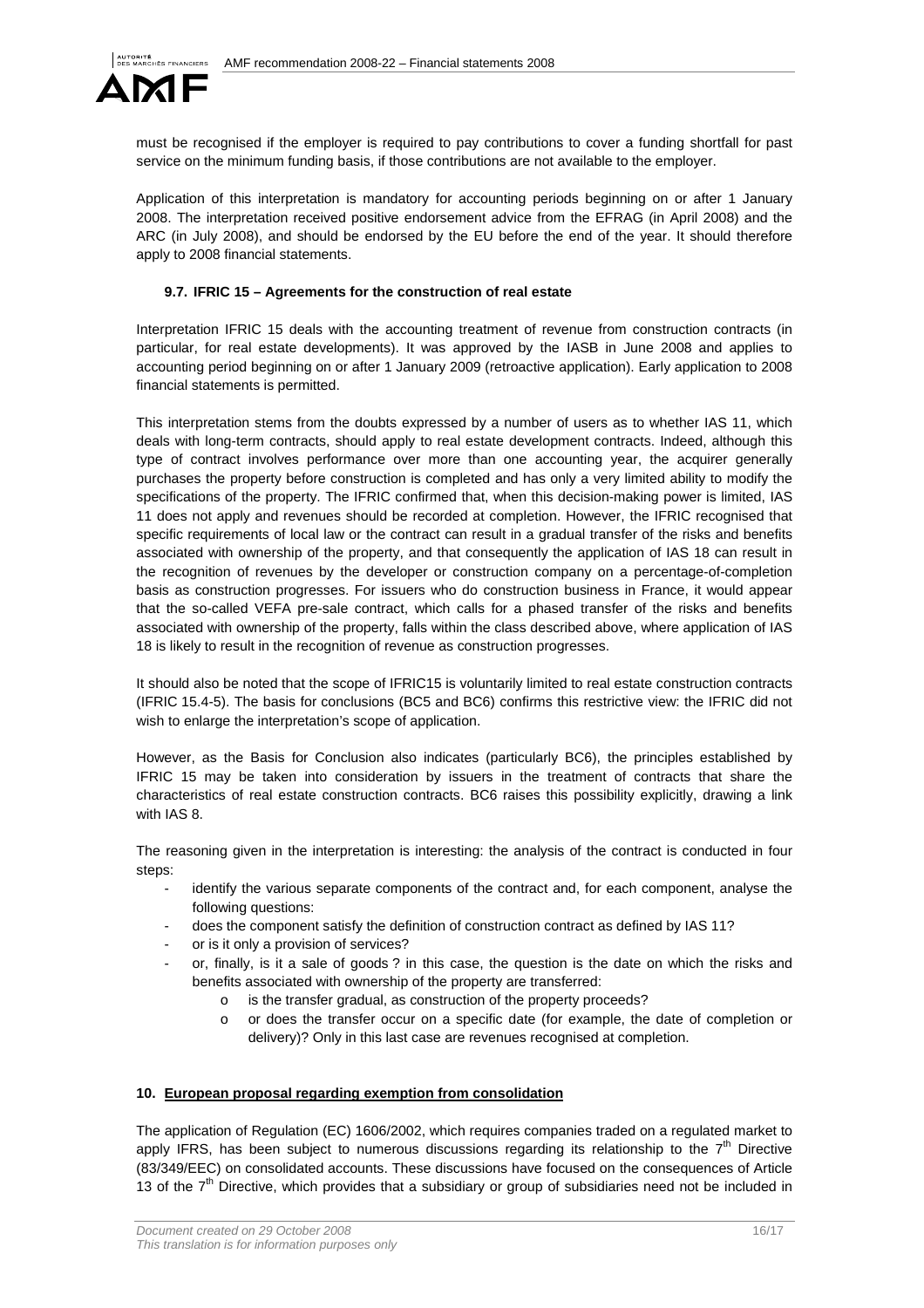must be recognised if the employer is required to pay contributions to cover a funding shortfall for past service on the minimum funding basis, if those contributions are not available to the employer.

Application of this interpretation is mandatory for accounting periods beginning on or after 1 January 2008. The interpretation received positive endorsement advice from the EFRAG (in April 2008) and the ARC (in July 2008), and should be endorsed by the EU before the end of the year. It should therefore apply to 2008 financial statements.

### 9.7. IFRIC 15 – Agreements for the construction of real estate

Interpretation IFRIC 15 deals with the accounting treatment of revenue from construction contracts (in particular, for real estate developments). It was approved by the IASB in June 2008 and applies to accounting period beginning on or after 1 January 2009 (retroactive application). Early application to 2008 financial statements is permitted.

This interpretation stems from the doubts expressed by a number of users as to whether IAS 11, which deals with long-term contracts, should apply to real estate development contracts. Indeed, although this type of contract involves performance over more than one accounting year, the acquirer generally purchases the property before construction is completed and has only a very limited ability to modify the specifications of the property. The IFRIC confirmed that, when this decision-making power is limited, IAS 11 does not apply and revenues should be recorded at completion. However, the IFRIC recognised that specific requirements of local law or the contract can result in a gradual transfer of the risks and benefits associated with ownership of the property, and that consequently the application of IAS 18 can result in the recognition of revenues by the developer or construction company on a percentage-of-completion basis as construction progresses. For issuers who do construction business in France, it would appear that the so-called VEFA pre-sale contract, which calls for a phased transfer of the risks and benefits associated with ownership of the property, falls within the class described above, where application of IAS 18 is likely to result in the recognition of revenue as construction progresses.

It should also be noted that the scope of IFRIC15 is voluntarily limited to real estate construction contracts (IFRIC 15.4-5). The basis for conclusions (BC5 and BC6) confirms this restrictive view: the IFRIC did not wish to enlarge the interpretation's scope of application.

However, as the Basis for Conclusion also indicates (particularly BC6), the principles established by IFRIC 15 may be taken into consideration by issuers in the treatment of contracts that share the characteristics of real estate construction contracts. BC6 raises this possibility explicitly, drawing a link with IAS 8.

The reasoning given in the interpretation is interesting: the analysis of the contract is conducted in four steps:

- identify the various separate components of the contract and, for each component, analyse the following questions:
- does the component satisfy the definition of construction contract as defined by IAS 11?
- or is it only a provision of services?
- or, finally, is it a sale of goods ? in this case, the question is the date on which the risks and benefits associated with ownership of the property are transferred:
    - is the transfer gradual, as construction of the property proceeds?
    - or does the transfer occur on a specific date (for example, the date of completion or delivery)? Only in this last case are revenues recognised at completion.

## 10. European proposal regarding exemption from consolidation

The application of Regulation (EC) 1606/2002, which requires companies traded on a regulated market to apply IFRS, has been subject to numerous discussions regarding its relationship to the 7th Directive (83/349/EEC) on consolidated accounts. These discussions have focused on the consequences of Article 13 of the 7th Directive, which provides that a subsidiary or group of subsidiaries need not be included in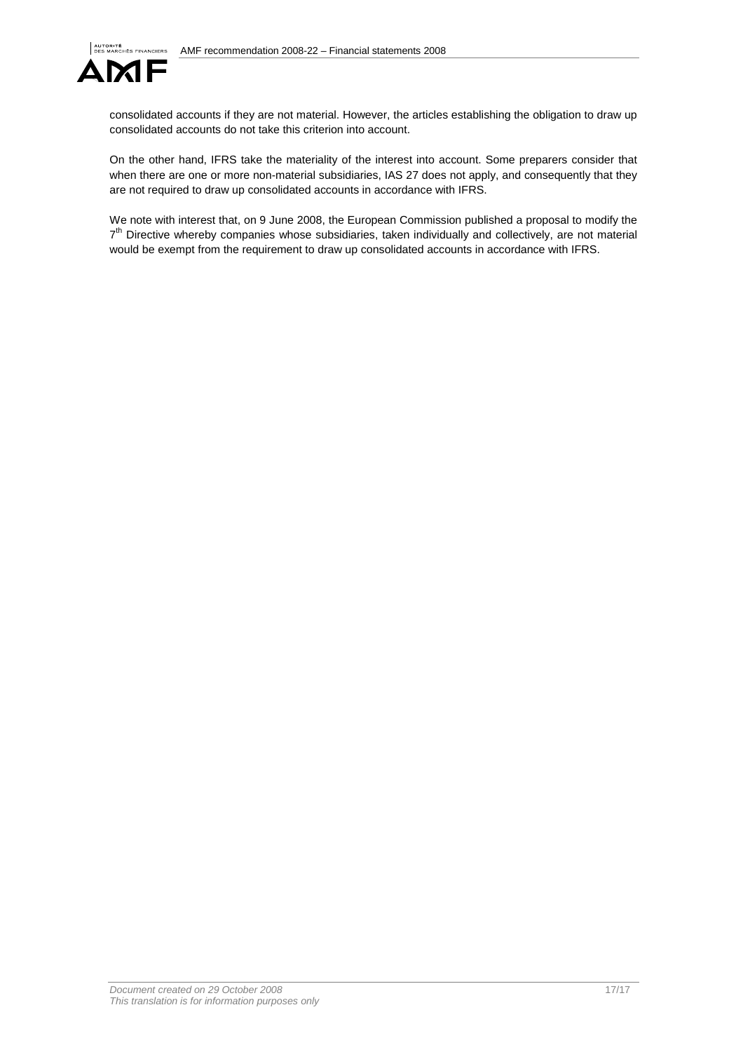consolidated accounts if they are not material. However, the articles establishing the obligation to draw up consolidated accounts do not take this criterion into account.

On the other hand, IFRS take the materiality of the interest into account. Some preparers consider that when there are one or more non-material subsidiaries, IAS 27 does not apply, and consequently that they are not required to draw up consolidated accounts in accordance with IFRS.

We note with interest that, on 9 June 2008, the European Commission published a proposal to modify the 7th Directive whereby companies whose subsidiaries, taken individually and collectively, are not material would be exempt from the requirement to draw up consolidated accounts in accordance with IFRS.